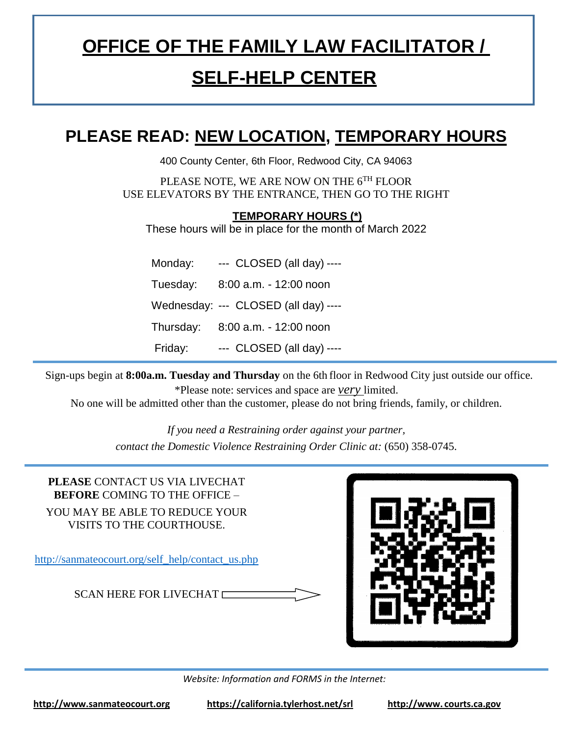# OFFICE OF THE FAMILY LAW FACILITATOR / SELF-HELP CENTER

## PLEASE READ: NEW LOCATION, TEMPORARY HOURS

400 County Center, 6th Floor, Redwood City, CA 94063

PLEASE NOTE, WE ARE NOW ON THE 6TH FLOOR
USE ELEVATORS BY THE ENTRANCE, THEN GO TO THE RIGHT

**TEMPORARY HOURS (*)**

These hours will be in place for the month of March 2022

| Day | Hours |
| --- | --- |
| Monday: | --- CLOSED (all day) ---- |
| Tuesday: | 8:00 a.m. - 12:00 noon |
| Wednesday: | --- CLOSED (all day) ---- |
| Thursday: | 8:00 a.m. - 12:00 noon |
| Friday: | --- CLOSED (all day) ---- |

---

Sign-ups begin at **8:00a.m. Tuesday and Thursday** on the 6th floor in Redwood City just outside our office.

*Please note: services and space are ***very*** limited.

No one will be admitted other than the customer, please do not bring friends, family, or children.

*If you need a Restraining order against your partner,*
*contact the Domestic Violence Restraining Order Clinic at:* (650) 358-0745.

---

**PLEASE** CONTACT US VIA LIVECHAT
**BEFORE** COMING TO THE OFFICE –

YOU MAY BE ABLE TO REDUCE YOUR VISITS TO THE COURTHOUSE.

http://sanmateocourt.org/self_help/contact_us.php

SCAN HERE FOR LIVECHAT

---

*Website: Information and FORMS in the Internet:*

**http://www.sanmateocourt.org** **https://california.tylerhost.net/srl** **http://www. courts.ca.gov**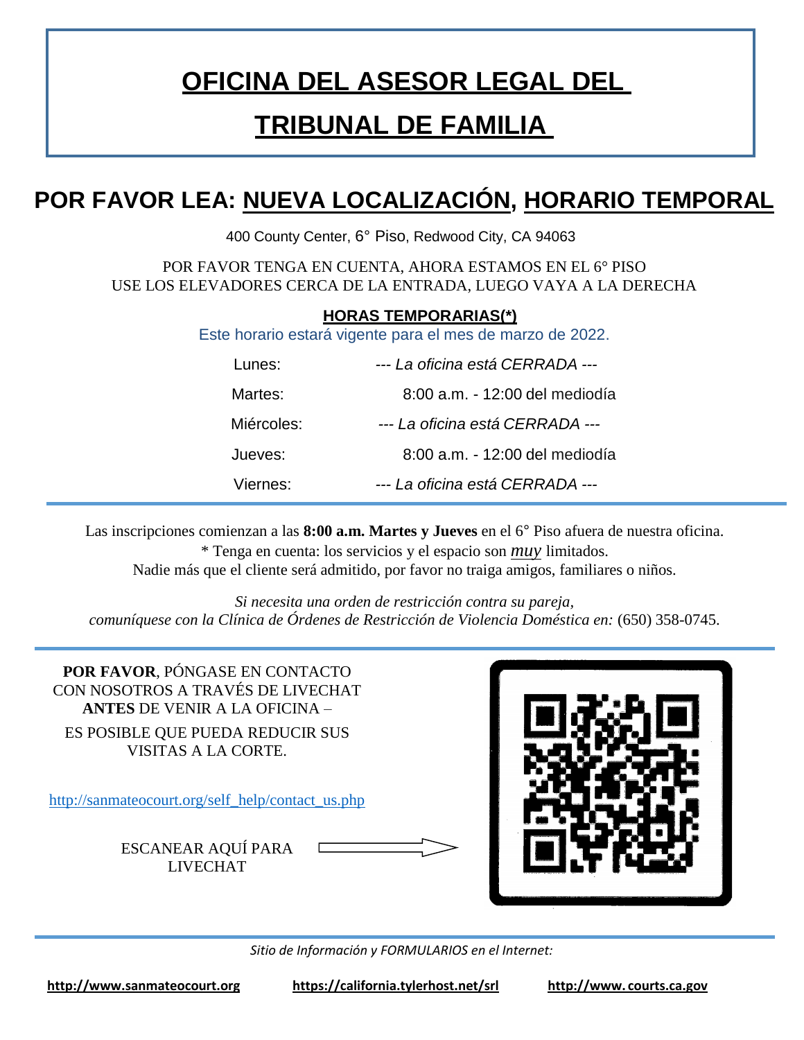# OFICINA DEL ASESOR LEGAL DEL TRIBUNAL DE FAMILIA

## POR FAVOR LEA: NUEVA LOCALIZACIÓN, HORARIO TEMPORAL

400 County Center, 6° Piso, Redwood City, CA 94063

POR FAVOR TENGA EN CUENTA, AHORA ESTAMOS EN EL 6° PISO
USE LOS ELEVADORES CERCA DE LA ENTRADA, LUEGO VAYA A LA DERECHA

**HORAS TEMPORARIAS(*)**

Este horario estará vigente para el mes de marzo de 2022.

| | |
|---|---|
| Lunes: | *--- La oficina está CERRADA ---* |
| Martes: | 8:00 a.m. - 12:00 del mediodía |
| Miércoles: | *--- La oficina está CERRADA ---* |
| Jueves: | 8:00 a.m. - 12:00 del mediodía |
| Viernes: | *--- La oficina está CERRADA ---* |

Las inscripciones comienzan a las **8:00 a.m. Martes y Jueves** en el 6° Piso afuera de nuestra oficina.
* Tenga en cuenta: los servicios y el espacio son *muy* limitados.
Nadie más que el cliente será admitido, por favor no traiga amigos, familiares o niños.

*Si necesita una orden de restricción contra su pareja, comuníquese con la Clínica de Órdenes de Restricción de Violencia Doméstica en:* (650) 358-0745.

**POR FAVOR**, PÓNGASE EN CONTACTO CON NOSOTROS A TRAVÉS DE LIVECHAT **ANTES** DE VENIR A LA OFICINA –

ES POSIBLE QUE PUEDA REDUCIR SUS VISITAS A LA CORTE.

http://sanmateocourt.org/self_help/contact_us.php

ESCANEAR AQUÍ PARA LIVECHAT

*Sitio de Información y FORMULARIOS en el Internet:*

**http://www.sanmateocourt.org** **https://california.tylerhost.net/srl** **http://www. courts.ca.gov**